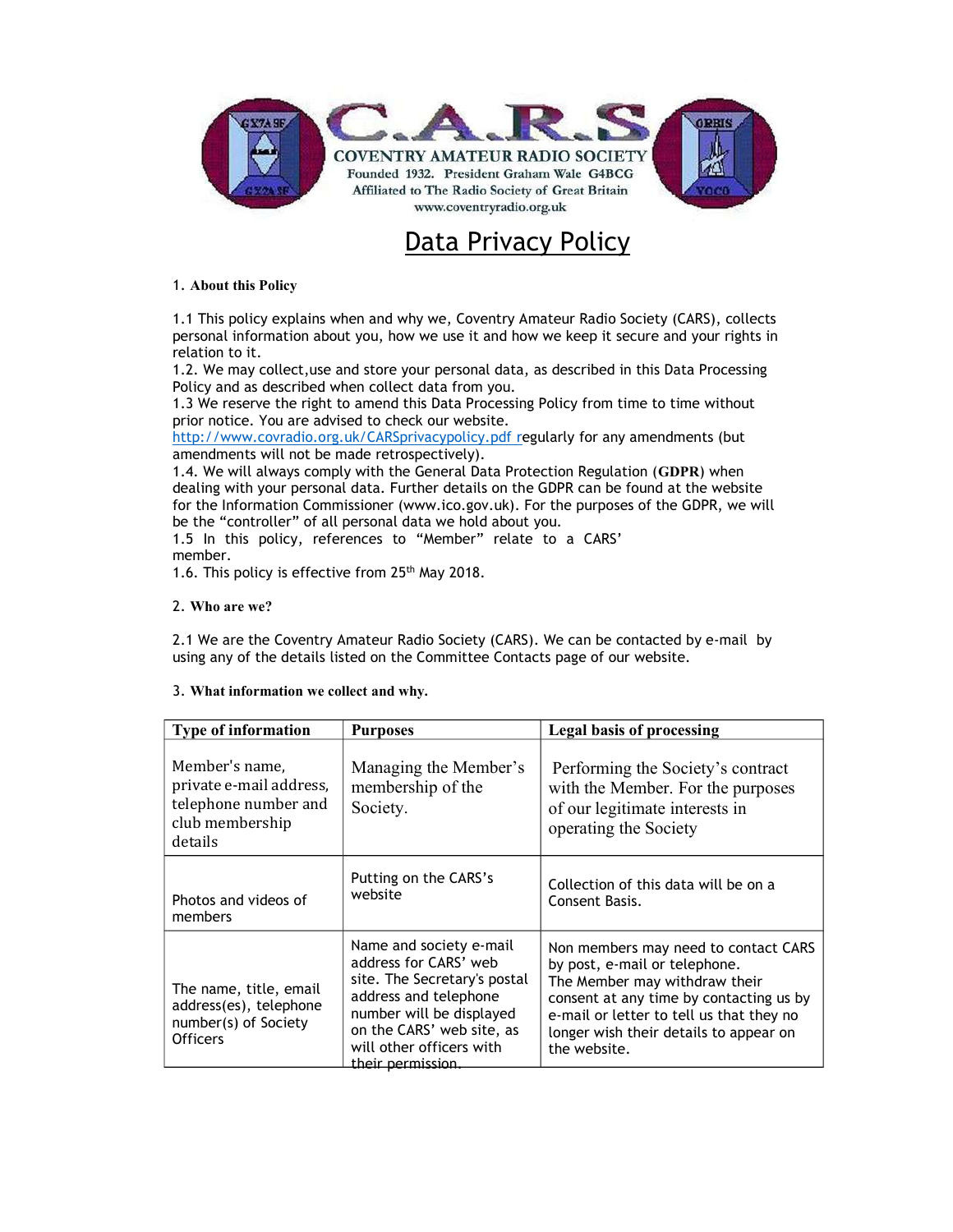# C.A.R.S

COVENTRY AMATEUR RADIO SOCIETY

Founded 1932. President Graham Wale G4BCG

Affiliated to The Radio Society of Great Britain

www.coventryradio.org.uk

# Data Privacy Policy

## 1. About this Policy

1.1 This policy explains when and why we, Coventry Amateur Radio Society (CARS), collects personal information about you, how we use it and how we keep it secure and your rights in relation to it.

1.2. We may collect,use and store your personal data, as described in this Data Processing Policy and as described when collect data from you.

1.3 We reserve the right to amend this Data Processing Policy from time to time without prior notice. You are advised to check our website. http://www.covradio.org.uk/CARSprivacypolicy.pdf regularly for any amendments (but amendments will not be made retrospectively).

1.4. We will always comply with the General Data Protection Regulation (**GDPR**) when dealing with your personal data. Further details on the GDPR can be found at the website for the Information Commissioner (www.ico.gov.uk). For the purposes of the GDPR, we will be the "controller" of all personal data we hold about you.

1.5 In this policy, references to "Member" relate to a CARS' member.

1.6. This policy is effective from 25th May 2018.

## 2. Who are we?

2.1 We are the Coventry Amateur Radio Society (CARS). We can be contacted by e-mail by using any of the details listed on the Committee Contacts page of our website.

## 3. What information we collect and why.

| Type of information | Purposes | Legal basis of processing |
| --- | --- | --- |
| Member's name, private e-mail address, telephone number and club membership details | Managing the Member's membership of the Society. | Performing the Society's contract with the Member. For the purposes of our legitimate interests in operating the Society |
| Photos and videos of members | Putting on the CARS's website | Collection of this data will be on a Consent Basis. |
| The name, title, email address(es), telephone number(s) of Society Officers | Name and society e-mail address for CARS' web site. The Secretary's postal address and telephone number will be displayed on the CARS' web site, as will other officers with their permission. | Non members may need to contact CARS by post, e-mail or telephone. The Member may withdraw their consent at any time by contacting us by e-mail or letter to tell us that they no longer wish their details to appear on the website. |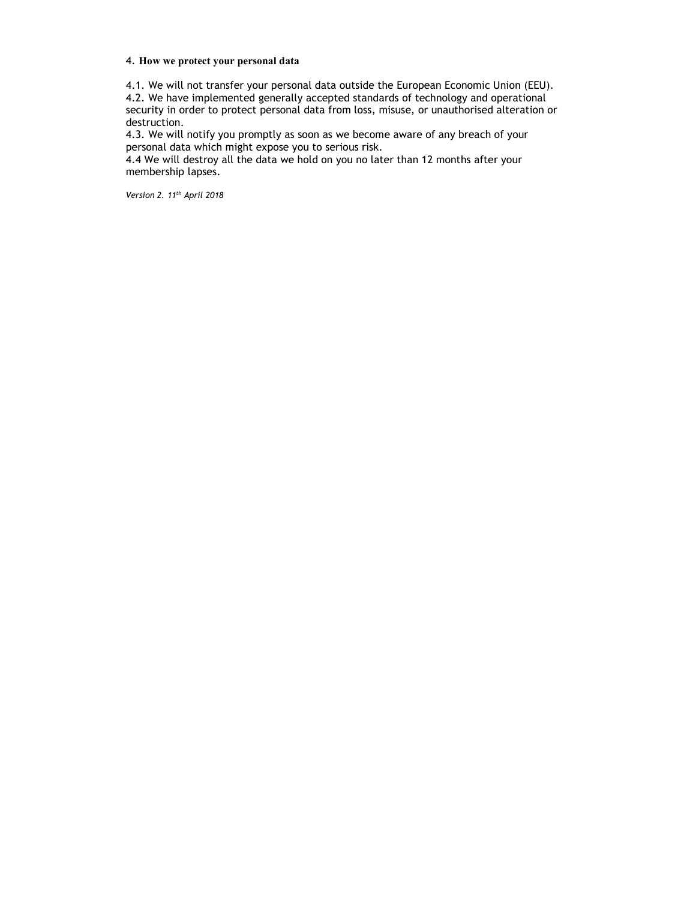## 4. How we protect your personal data

4.1. We will not transfer your personal data outside the European Economic Union (EEU).
4.2. We have implemented generally accepted standards of technology and operational security in order to protect personal data from loss, misuse, or unauthorised alteration or destruction.
4.3. We will notify you promptly as soon as we become aware of any breach of your personal data which might expose you to serious risk.
4.4 We will destroy all the data we hold on you no later than 12 months after your membership lapses.

*Version 2. 11th April 2018*